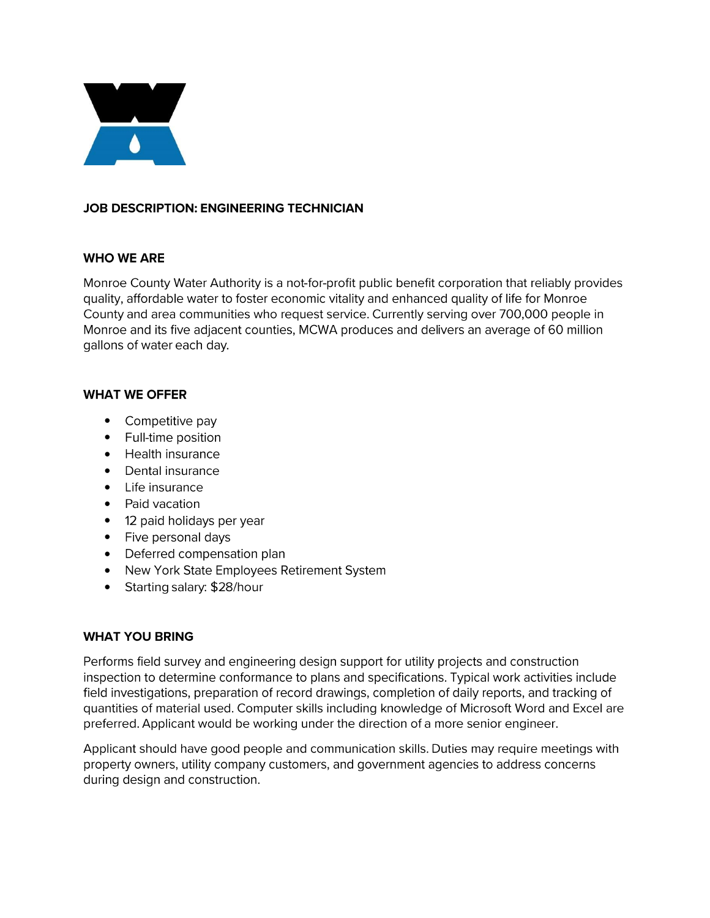## JOB DESCRIPTION: ENGINEERING TECHNICIAN

### WHO WE ARE

Monroe County Water Authority is a not-for-profit public benefit corporation that reliably provides quality, affordable water to foster economic vitality and enhanced quality of life for Monroe County and area communities who request service. Currently serving over 700,000 people in Monroe and its five adjacent counties, MCWA produces and delivers an average of 60 million gallons of water each day.

### WHAT WE OFFER

- Competitive pay
- Full-time position
- Health insurance
- Dental insurance
- Life insurance
- Paid vacation
- 12 paid holidays per year
- Five personal days
- Deferred compensation plan
- New York State Employees Retirement System
- Starting salary: $28/hour

### WHAT YOU BRING

Performs field survey and engineering design support for utility projects and construction inspection to determine conformance to plans and specifications. Typical work activities include field investigations, preparation of record drawings, completion of daily reports, and tracking of quantities of material used. Computer skills including knowledge of Microsoft Word and Excel are preferred. Applicant would be working under the direction of a more senior engineer.

Applicant should have good people and communication skills. Duties may require meetings with property owners, utility company customers, and government agencies to address concerns during design and construction.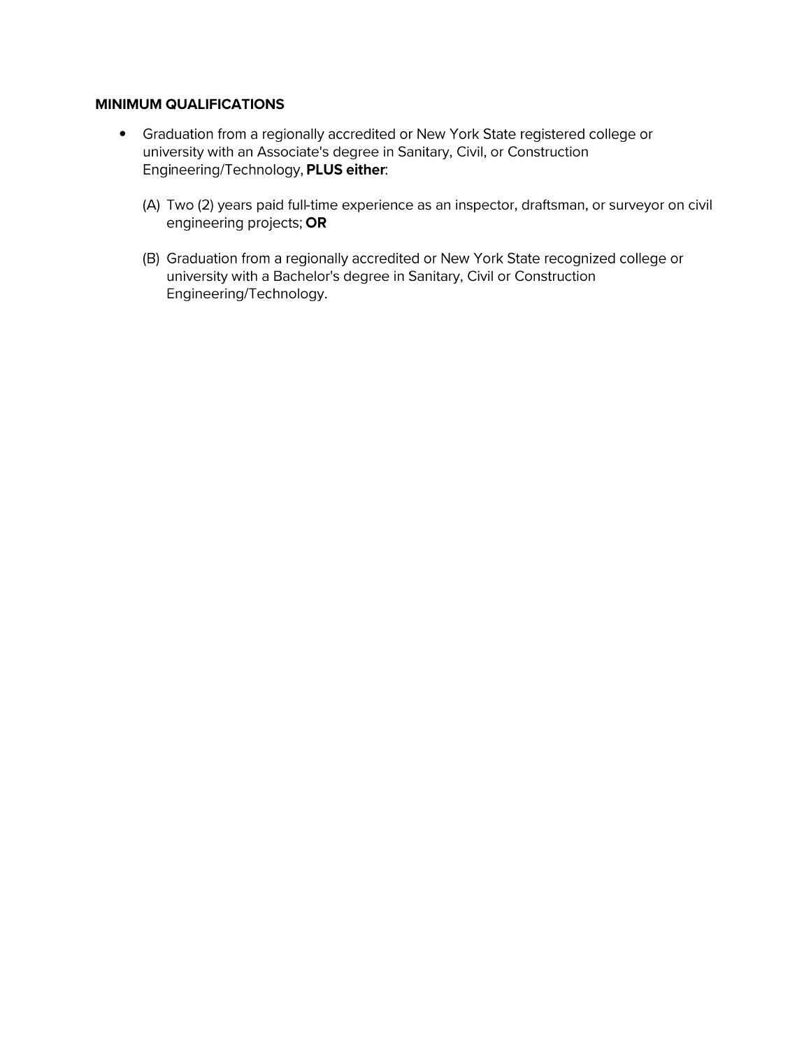**MINIMUM QUALIFICATIONS**

- Graduation from a regionally accredited or New York State registered college or university with an Associate's degree in Sanitary, Civil, or Construction Engineering/Technology, **PLUS either**:

  (A) Two (2) years paid full-time experience as an inspector, draftsman, or surveyor on civil engineering projects; **OR**

  (B) Graduation from a regionally accredited or New York State recognized college or university with a Bachelor's degree in Sanitary, Civil or Construction Engineering/Technology.